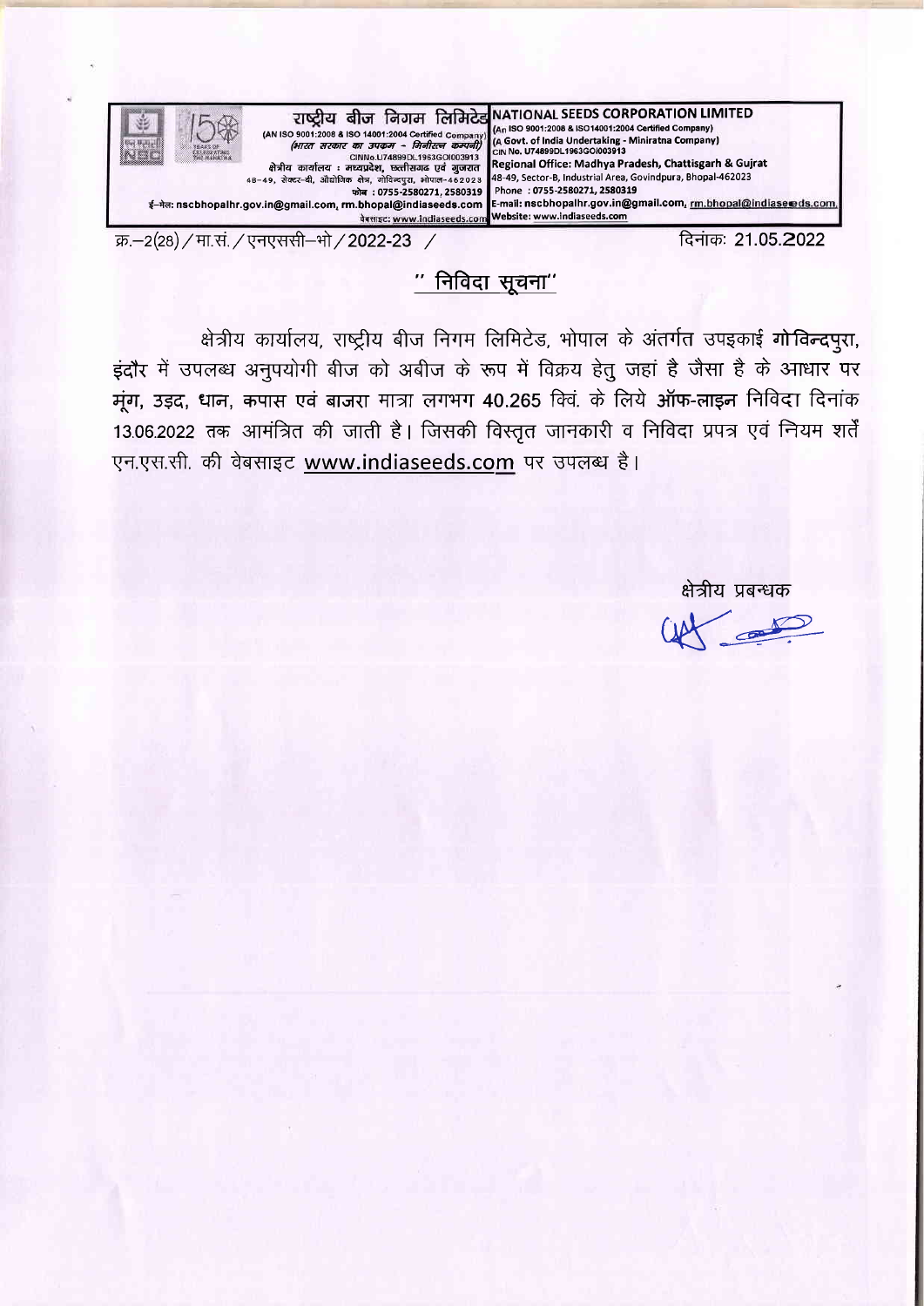राष्ट्रीय बीज निगम लिमिटेड
(AN ISO 9001:2008 & ISO 14001:2004 Certified Company)
(भारत सरकार का उपक्रम – मिनीरत्न कम्पनी)
CINNo.U74899DL1963GOI003913
क्षेत्रीय कार्यालय : मध्यप्रदेश, छत्तीसगढ़ एवं गुजरात
48–49, सेक्टर–बी, औद्योगिक क्षेत्र, गोविन्दपुरा, भोपाल–462023
फोन : 0755-2580271, 2580319
ई–मेल: nscbhopalhr.gov.in@gmail.com, rm.bhopal@indiaseeds.com
वेबसाइट: www.indiaseeds.com

NATIONAL SEEDS CORPORATION LIMITED
(An ISO 9001:2008 & ISO14001:2004 Certified Company)
(A Govt. of India Undertaking - Miniratna Company)
CIN No. U74899DL1963GOI003913
Regional Office: Madhya Pradesh, Chattisgarh & Gujrat
48-49, Sector-B, Industrial Area, Govindpura, Bhopal-462023
Phone : 0755-2580271, 2580319
E-mail: nscbhopalhr.gov.in@gmail.com, rm.bhopal@indiaseeds.com,
Website: www.indiaseeds.com

क्र.–2(28) / मा.सं. / एनएससी–भो / 2022-23 /

दिनांक: 21.05.2022

## " निविदा सूचना"

क्षेत्रीय कार्यालय, राष्ट्रीय बीज निगम लिमिटेड, भोपाल के अंतर्गत उपइकाई **गोविन्दपुरा**, इंदौर में उपलब्ध अनुपयोगी बीज को अबीज के रूप में विक्रय हेतु जहां है जैसा है के आधार पर **मूंग, उड़द, धान, कपास एवं बाजरा** मात्रा लगभग 40.265 क्विं. के लिये **ऑफ-लाइन** निविदा दिनांक 13.06.2022 तक आमंत्रित की जाती है। जिसकी विस्तृत जानकारी व निविदा प्रपत्र एवं नियम शर्तें एन.एस.सी. की वेबसाइट www.indiaseeds.com पर उपलब्ध है।

क्षेत्रीय प्रबन्धक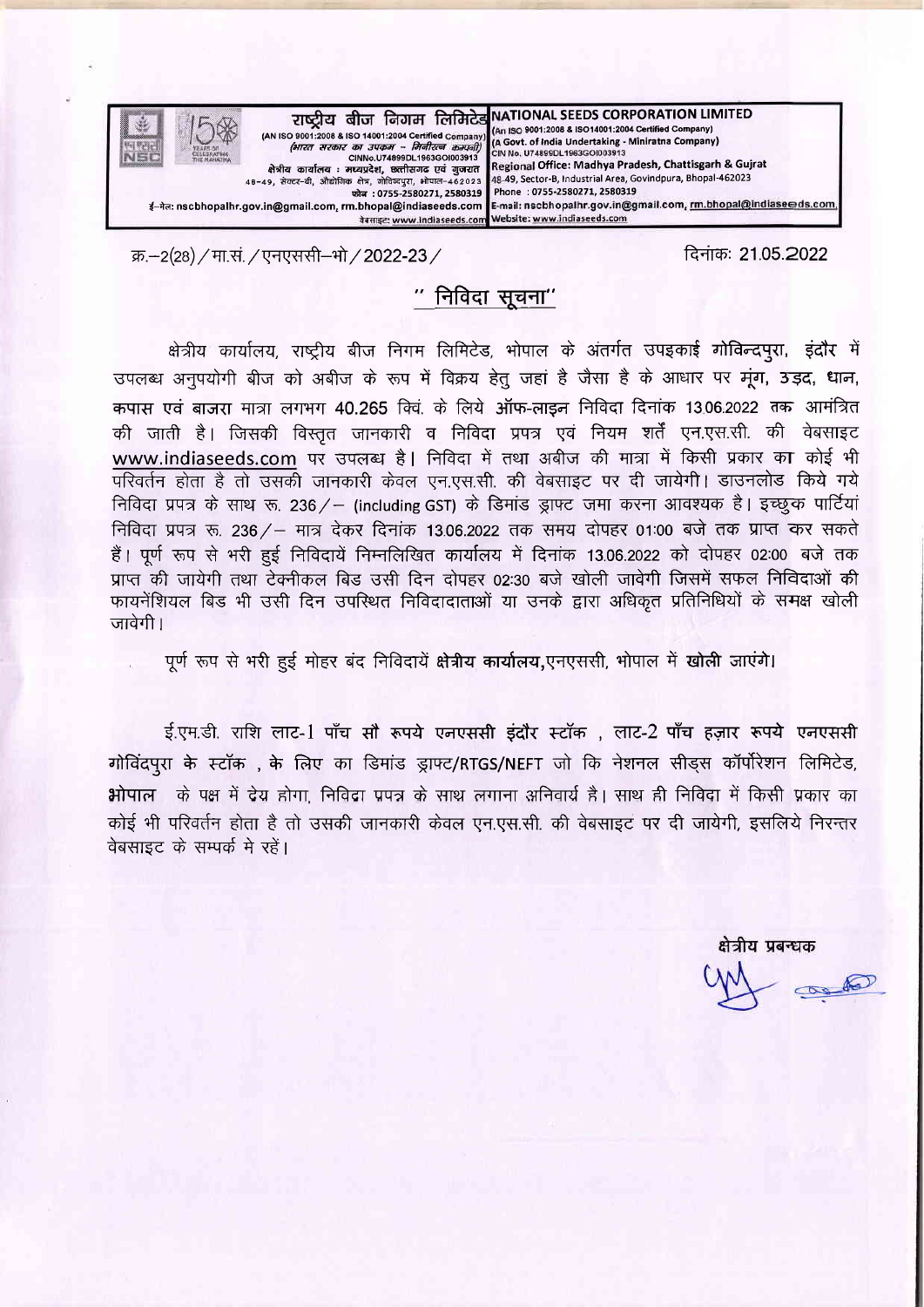राष्ट्रीय बीज निगम लिमिटेड
(AN ISO 9001:2008 & ISO 14001:2004 Certified Company)
(भारत सरकार का उपक्रम - मिनीरत्न कम्पनी)
CINNo.U74899DL1963GOI003913
क्षेत्रीय कार्यालय : मध्यप्रदेश, छत्तीसगढ एवं गुजरात
48-49, सेक्टर-बी, औद्योगिक क्षेत्र, गोविन्दपुरा, भोपाल-462023
फोन : 0755-2580271, 2580319
ई-मेल: nscbhopalhr.gov.in@gmail.com, rm.bhopal@indiaseeds.com
वेबसाइट: www.indiaseeds.com

NATIONAL SEEDS CORPORATION LIMITED
(An ISO 9001:2008 & ISO14001:2004 Certified Company)
(A Govt. of India Undertaking - Miniratna Company)
CIN No. U74899DL1963GOI003913
Regional Office: Madhya Pradesh, Chattisgarh & Gujrat
48-49, Sector-B, Industrial Area, Govindpura, Bhopal-462023
Phone : 0755-2580271, 2580319
E-mail: nscbhopalhr.gov.in@gmail.com, rm.bhopal@indiaseeds.com
Website: www.indiaseeds.com

क्र.–2(28)/मा.सं./एनएससी–भो/2022-23/ दिनांकः 21.05.2022

## " निविदा सूचना"

क्षेत्रीय कार्यालय, राष्ट्रीय बीज निगम लिमिटेड, भोपाल के अंतर्गत उपइकाई गोविन्दपुरा, इंदौर में उपलब्ध अनुपयोगी बीज को अबीज के रूप में विक्रय हेतु जहां है जैसा है के आधार पर मूंग, उड़द, धान, कपास एवं बाजरा मात्रा लगभग 40.265 क्विं. के लिये ऑफ-लाइन निविदा दिनांक 13.06.2022 तक आमंत्रित की जाती है। जिसकी विस्तृत जानकारी व निविदा प्रपत्र एवं नियम शर्तें एन.एस.सी. की वेबसाइट www.indiaseeds.com पर उपलब्ध है। निविदा में तथा अबीज की मात्रा में किसी प्रकार का कोई भी परिवर्तन होता है तो उसकी जानकारी केवल एन.एस.सी. की वेबसाइट पर दी जायेगी। डाउनलोड किये गये निविदा प्रपत्र के साथ रू. 236/– (including GST) के डिमांड ड्राफ्ट जमा करना आवश्यक है। इच्छुक पार्टियां निविदा प्रपत्र रू. 236/– मात्र देकर दिनांक 13.06.2022 तक समय दोपहर 01:00 बजे तक प्राप्त कर सकते हैं। पूर्ण रूप से भरी हुई निविदायें निम्नलिखित कार्यालय में दिनांक 13.06.2022 को दोपहर 02:00 बजे तक प्राप्त की जायेगी तथा टेक्नीकल बिड उसी दिन दोपहर 02:30 बजे खोली जावेगी जिसमें सफल निविदाओं की फायनेंशियल बिड भी उसी दिन उपस्थित निविदादाताओं या उनके द्वारा अधिकृत प्रतिनिधियों के समक्ष खोली जावेगी।

पूर्ण रूप से भरी हुई मोहर बंद निविदायें **क्षेत्रीय कार्यालय**,एनएससी, भोपाल में **खोली** जाएंगे।

ई.एम.डी. राशि **लाट-1 पाँच सौ रूपये एनएससी इंदौर स्टॉक , लाट-2 पाँच हज़ार रूपये एनएससी गोविंदपुरा के स्टॉक , के** लिए का डिमांड ड्राफ्ट/RTGS/NEFT जो कि नेशनल सीड्स कॉर्पोरेशन लिमिटेड, **भोपाल** के पक्ष में देय होगा, निविदा प्रपत्र के साथ लगाना अनिवार्य है। साथ ही निविदा में किसी प्रकार का कोई भी परिवर्तन होता है तो उसकी जानकारी केवल एन.एस.सी. की वेबसाइट पर दी जायेगी, इसलिये निरन्तर वेबसाइट के सम्पर्क मे रहें।

क्षेत्रीय प्रबन्धक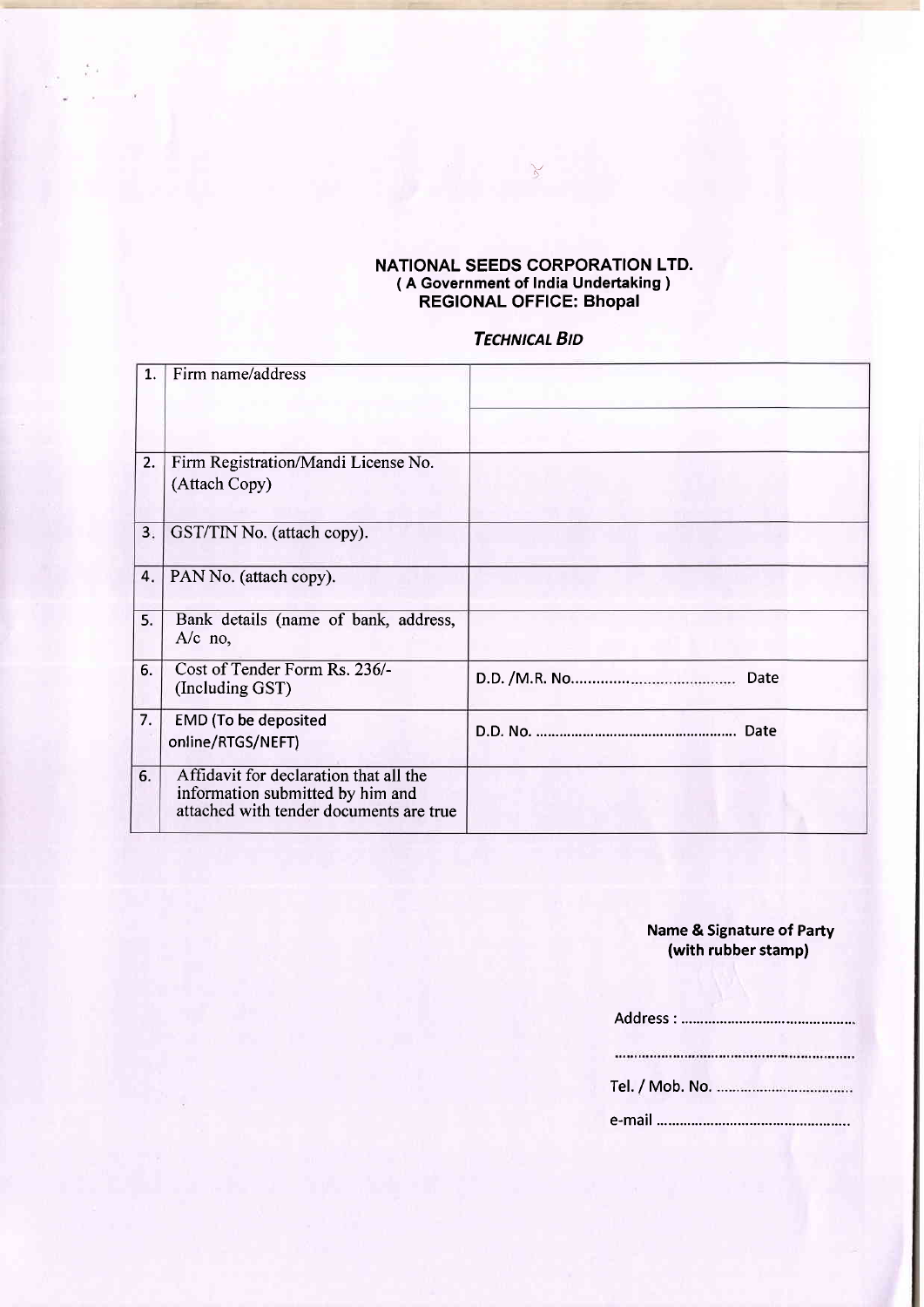## NATIONAL SEEDS CORPORATION LTD.
### ( A Government of India Undertaking )
### REGIONAL OFFICE: Bhopal

***TECHNICAL BID***

| | | |
|---|---|---|
| 1. | Firm name/address | |
| 2. | Firm Registration/Mandi License No. (Attach Copy) | |
| 3. | GST/TIN No. (attach copy). | |
| 4. | PAN No. (attach copy). | |
| 5. | Bank details (name of bank, address, A/c no, | |
| 6. | Cost of Tender Form Rs. 236/- (Including GST) | D.D. /M.R. No........................................ Date |
| 7. | EMD (To be deposited online/RTGS/NEFT) | D.D. No. .................................................. Date |
| 6. | Affidavit for declaration that all the information submitted by him and attached with tender documents are true | |

**Name & Signature of Party**
**(with rubber stamp)**

Address : ..............................................

..............................................................

Tel. / Mob. No. ....................................

e-mail ..................................................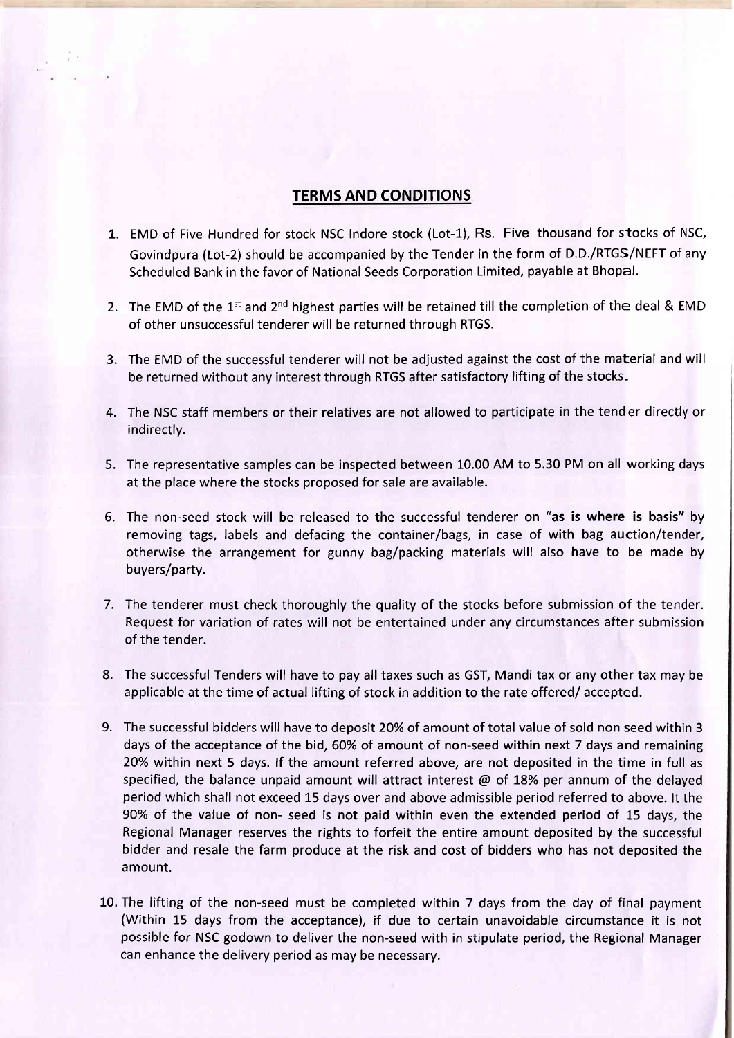## TERMS AND CONDITIONS

1. EMD of Five Hundred for stock NSC Indore stock (Lot-1), Rs. Five thousand for stocks of NSC, Govindpura (Lot-2) should be accompanied by the Tender in the form of D.D./RTGS/NEFT of any Scheduled Bank in the favor of National Seeds Corporation Limited, payable at Bhopal.

2. The EMD of the 1st and 2nd highest parties will be retained till the completion of the deal & EMD of other unsuccessful tenderer will be returned through RTGS.

3. The EMD of the successful tenderer will not be adjusted against the cost of the material and will be returned without any interest through RTGS after satisfactory lifting of the stocks.

4. The NSC staff members or their relatives are not allowed to participate in the tender directly or indirectly.

5. The representative samples can be inspected between 10.00 AM to 5.30 PM on all working days at the place where the stocks proposed for sale are available.

6. The non-seed stock will be released to the successful tenderer on "**as is where is basis**" by removing tags, labels and defacing the container/bags, in case of with bag auction/tender, otherwise the arrangement for gunny bag/packing materials will also have to be made by buyers/party.

7. The tenderer must check thoroughly the quality of the stocks before submission of the tender. Request for variation of rates will not be entertained under any circumstances after submission of the tender.

8. The successful Tenders will have to pay all taxes such as GST, Mandi tax or any other tax may be applicable at the time of actual lifting of stock in addition to the rate offered/ accepted.

9. The successful bidders will have to deposit 20% of amount of total value of sold non seed within 3 days of the acceptance of the bid, 60% of amount of non-seed within next 7 days and remaining 20% within next 5 days. If the amount referred above, are not deposited in the time in full as specified, the balance unpaid amount will attract interest @ of 18% per annum of the delayed period which shall not exceed 15 days over and above admissible period referred to above. It the 90% of the value of non- seed is not paid within even the extended period of 15 days, the Regional Manager reserves the rights to forfeit the entire amount deposited by the successful bidder and resale the farm produce at the risk and cost of bidders who has not deposited the amount.

10. The lifting of the non-seed must be completed within 7 days from the day of final payment (Within 15 days from the acceptance), if due to certain unavoidable circumstance it is not possible for NSC godown to deliver the non-seed with in stipulate period, the Regional Manager can enhance the delivery period as may be necessary.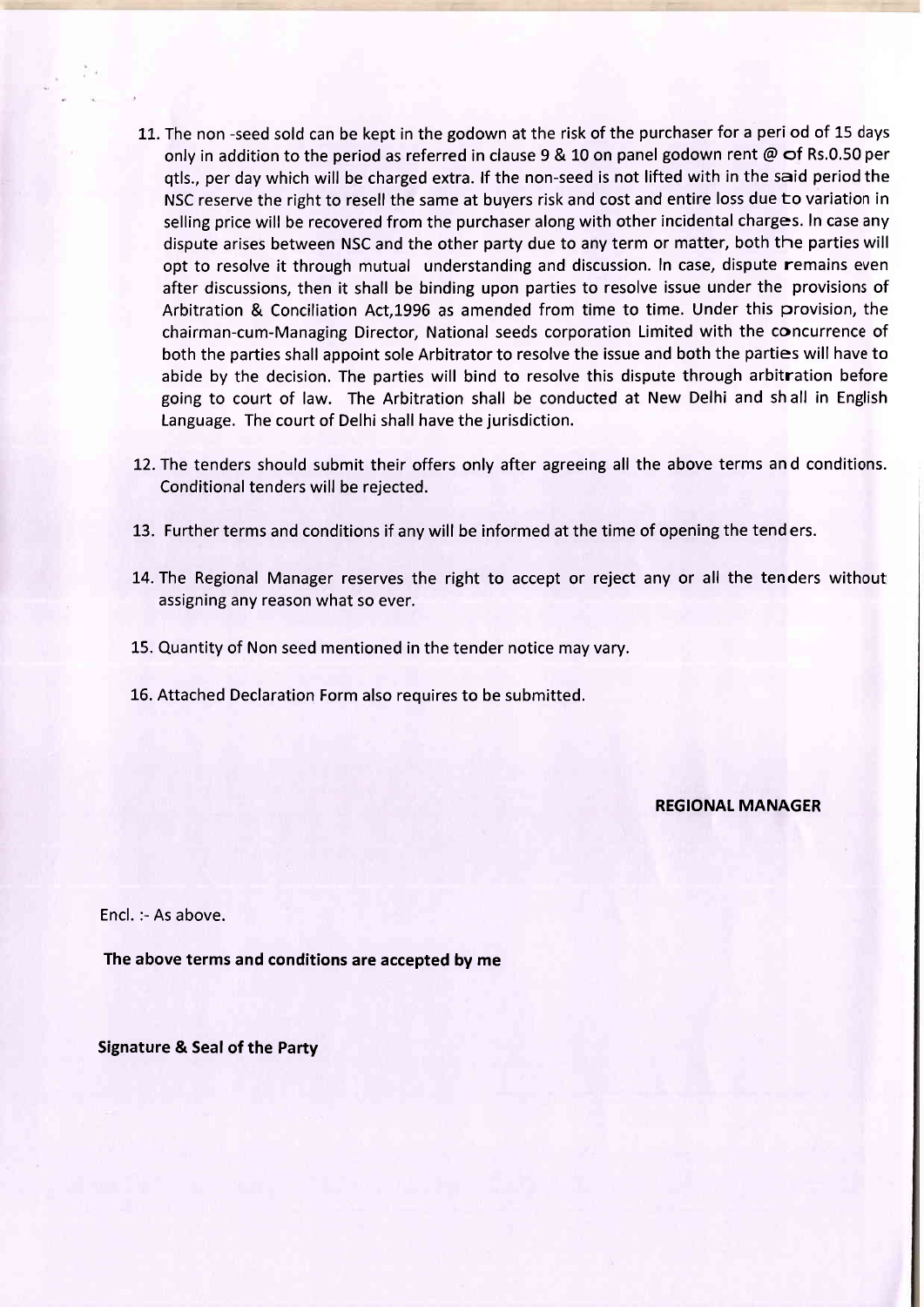11. The non -seed sold can be kept in the godown at the risk of the purchaser for a period of 15 days only in addition to the period as referred in clause 9 & 10 on panel godown rent @ of Rs.0.50 per qtls., per day which will be charged extra. If the non-seed is not lifted with in the said period the NSC reserve the right to resell the same at buyers risk and cost and entire loss due to variation in selling price will be recovered from the purchaser along with other incidental charges. In case any dispute arises between NSC and the other party due to any term or matter, both the parties will opt to resolve it through mutual understanding and discussion. In case, dispute remains even after discussions, then it shall be binding upon parties to resolve issue under the provisions of Arbitration & Conciliation Act,1996 as amended from time to time. Under this provision, the chairman-cum-Managing Director, National seeds corporation Limited with the concurrence of both the parties shall appoint sole Arbitrator to resolve the issue and both the parties will have to abide by the decision. The parties will bind to resolve this dispute through arbitration before going to court of law. The Arbitration shall be conducted at New Delhi and shall in English Language. The court of Delhi shall have the jurisdiction.

12. The tenders should submit their offers only after agreeing all the above terms and conditions. Conditional tenders will be rejected.

13. Further terms and conditions if any will be informed at the time of opening the tenders.

14. The Regional Manager reserves the right to accept or reject any or all the tenders without assigning any reason what so ever.

15. Quantity of Non seed mentioned in the tender notice may vary.

16. Attached Declaration Form also requires to be submitted.

**REGIONAL MANAGER**

Encl. :- As above.

**The above terms and conditions are accepted by me**

**Signature & Seal of the Party**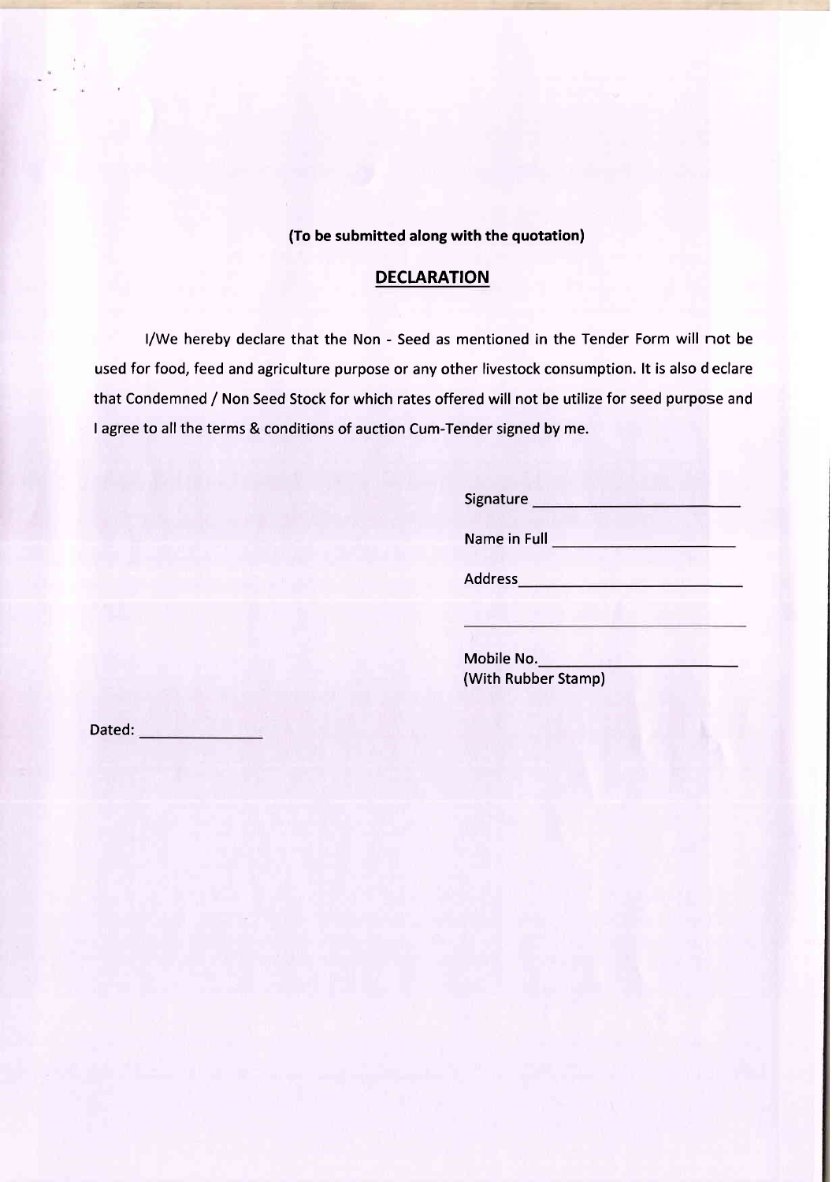**(To be submitted along with the quotation)**

## DECLARATION

I/We hereby declare that the Non - Seed as mentioned in the Tender Form will not be used for food, feed and agriculture purpose or any other livestock consumption. It is also d eclare that Condemned / Non Seed Stock for which rates offered will not be utilize for seed purpose and I agree to all the terms & conditions of auction Cum-Tender signed by me.

Signature ______________________

Name in Full ______________________

Address______________________

______________________

Mobile No.______________________
(With Rubber Stamp)

Dated: ______________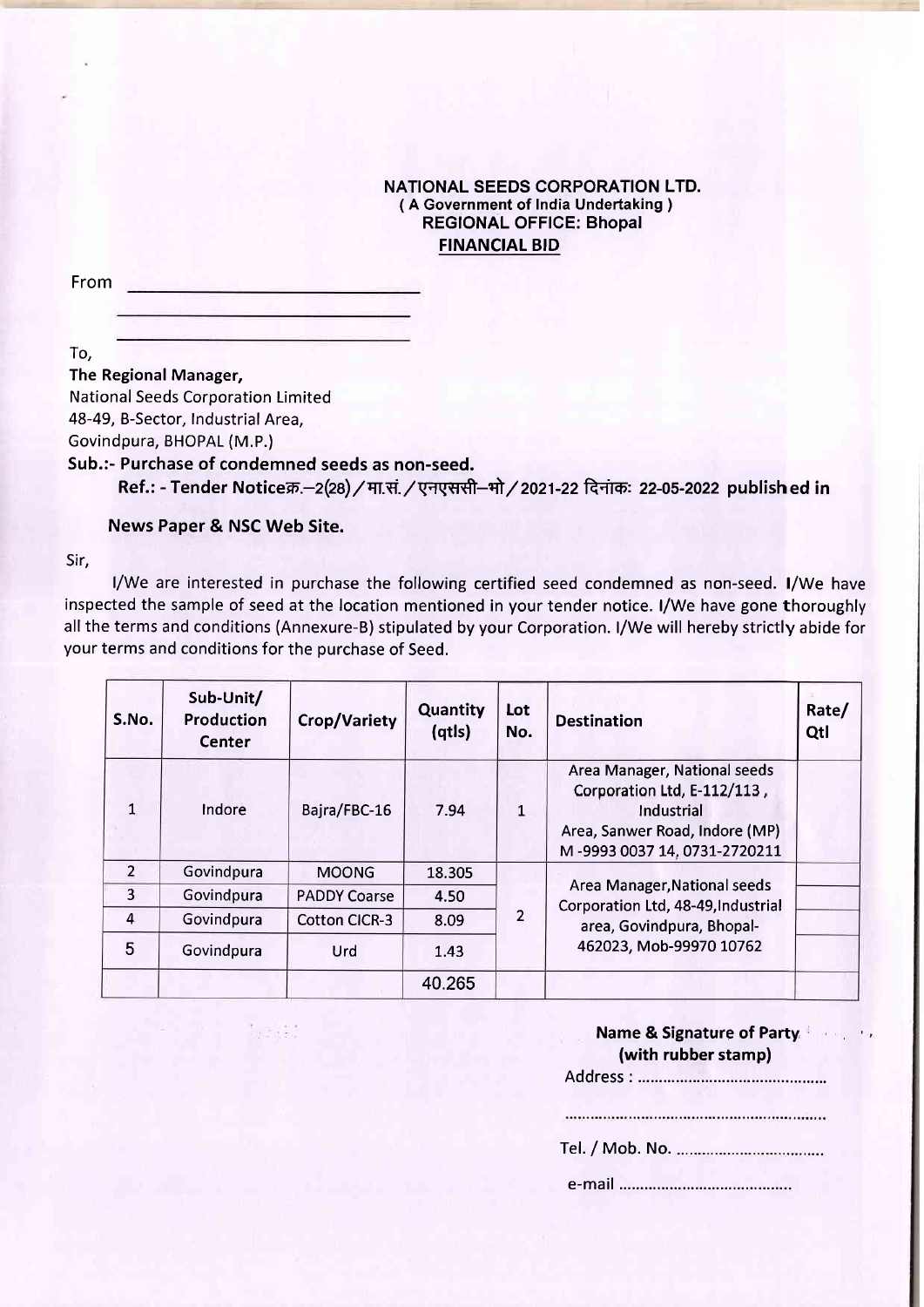**NATIONAL SEEDS CORPORATION LTD.**
**( A Government of India Undertaking )**
**REGIONAL OFFICE: Bhopal**
**FINANCIAL BID**

From \_\_\_\_\_\_\_\_\_\_\_\_\_\_\_\_\_\_\_\_\_\_\_\_\_\_\_\_

\_\_\_\_\_\_\_\_\_\_\_\_\_\_\_\_\_\_\_\_\_\_\_\_\_\_\_\_

\_\_\_\_\_\_\_\_\_\_\_\_\_\_\_\_\_\_\_\_\_\_\_\_\_\_\_\_

To,

**The Regional Manager,**
National Seeds Corporation Limited
48-49, B-Sector, Industrial Area,
Govindpura, BHOPAL (M.P.)

**Sub.:- Purchase of condemned seeds as non-seed.**
**Ref.: - Tender Noticeक्र.–2(28)/मा.सं./एनएससी–भो/2021-22 दिनांक: 22-05-2022 published in News Paper & NSC Web Site.**

Sir,

I/We are interested in purchase the following certified seed condemned as non-seed. I/We have inspected the sample of seed at the location mentioned in your tender notice. I/We have gone thoroughly all the terms and conditions (Annexure-B) stipulated by your Corporation. I/We will hereby strictly abide for your terms and conditions for the purchase of Seed.

| S.No. | Sub-Unit/ Production Center | Crop/Variety | Quantity (qtls) | Lot No. | Destination | Rate/ Qtl |
|---|---|---|---|---|---|---|
| 1 | Indore | Bajra/FBC-16 | 7.94 | 1 | Area Manager, National seeds Corporation Ltd, E-112/113, Industrial Area, Sanwer Road, Indore (MP) M -9993 0037 14, 0731-2720211 | |
| 2 | Govindpura | MOONG | 18.305 | 2 | Area Manager,National seeds Corporation Ltd, 48-49,Industrial area, Govindpura, Bhopal-462023, Mob-99970 10762 | |
| 3 | Govindpura | PADDY Coarse | 4.50 | | | |
| 4 | Govindpura | Cotton CICR-3 | 8.09 | | | |
| 5 | Govindpura | Urd | 1.43 | | | |
| | | | 40.265 | | | |

**Name & Signature of Party**
**(with rubber stamp)**

Address : ..........................................

...........................................................

Tel. / Mob. No. ................................

e-mail .......................................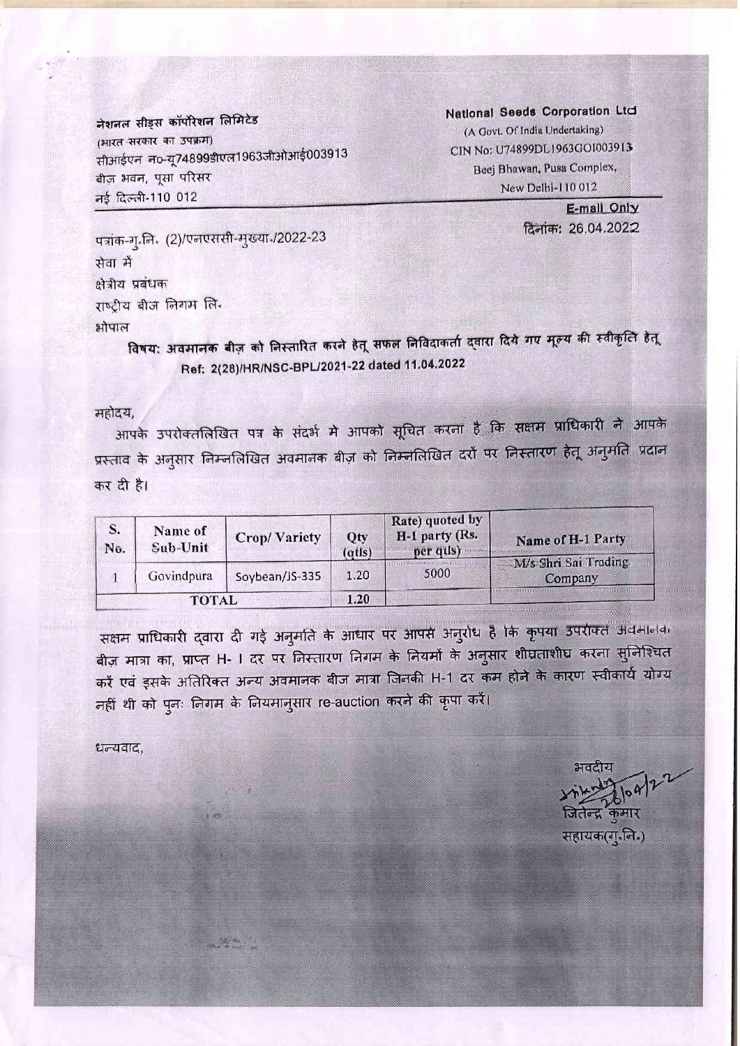नेशनल सीड्स कॉर्पोरेशन लिमिटेड
(भारत सरकार का उपक्रम)
सीआईएन न०-यू74899डीएल1963जीओआई003913
बीज भवन, पूसा परिसर
नई दिल्ली-110 012

**National Seeds Corporation Ltd**
(A Govt. Of India Undertaking)
CIN No: U74899DL1963GOI003913
Beej Bhawan, Pusa Complex,
New Delhi-110 012

**E-mail Only**

दिनांक: 26.04.2022

पत्रांक-गु.नि. (2)/एनएससी-मुख्या./2022-23

सेवा में
क्षेत्रीय प्रबंधक
राष्ट्रीय बीज निगम लि.
भोपाल

**विषय: अवमानक बीज़ को निस्तारित करने हेतू सफल निविदाकर्ता द्वारा दिये गए मूल्य की स्वीकृति हेतू**
**Ref: 2(28)/HR/NSC-BPL/2021-22 dated 11.04.2022**

महोदय,

आपके उपरोक्तलिखित पत्र के संदर्भ मे आपको सूचित करना है कि सक्षम प्राधिकारी ने आपके प्रस्ताव के अनुसार निम्नलिखित अवमानक बीज़ को निम्नलिखित दरों पर निस्तारण हेतू अनुमति प्रदान कर दी है।

| S. No. | Name of Sub-Unit | Crop/ Variety | Qty (qtls) | Rate) quoted by H-1 party (Rs. per qtls) | Name of H-1 Party |
|---|---|---|---|---|---|
| 1 | Govindpura | Soybean/JS-335 | 1.20 | 5000 | M/s Shri Sai Trading Company |
| TOTAL | | | 1.20 | | |

सक्षम प्राधिकारी द्वारा दी गई अनुमति के आधार पर आपसे अनुरोध है कि कृपया उपरोक्त अवमानक बीज़ मात्रा का, प्राप्त H- I दर पर निस्तारण निगम के नियमों के अनुसार शीघ्रताशीघ्र करना सुनिश्चित करें एवं इसके अतिरिक्त अन्य अवमानक बीज मात्रा जिनकी H-1 दर कम होने के कारण स्वीकार्य योग्य नहीं थी को पुनः निगम के नियमानुसार re-auction करने की कृपा करें।

धन्यवाद,

भवदीय
26/04/22
जितेन्द्र कुमार
सहायक(गु.नि.)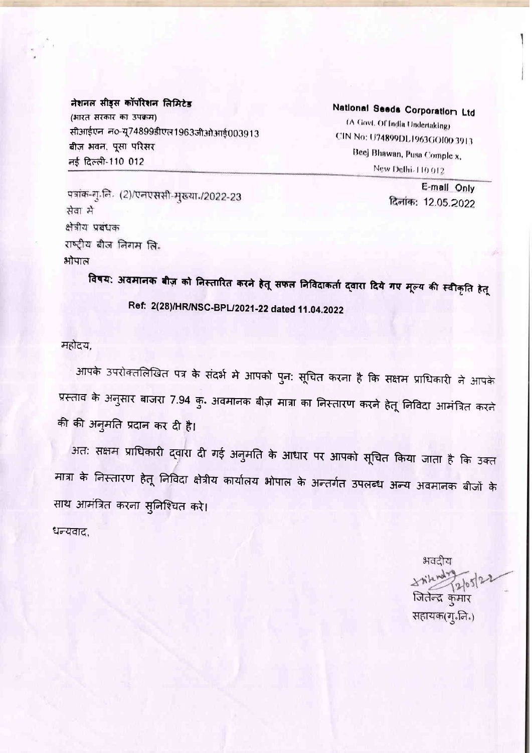**नेशनल सीड्स कॉर्पोरेशन लिमिटेड**
(भारत सरकार का उपक्रम)
सीआईएन न०-यू74899डीएल1963जीओआई003913
बीज़ भवन, पूसा परिसर
नई दिल्ली-110 012

**National Seeds Corporation Ltd**
(A Govt. Of India Undertaking)
CIN No: U74899DL1963GOI003913
Beej Bhawan, Pusa Complex,
New Delhi-110 012

E-mail Only

पत्रांक-गु.नि. (2)/एनएससी-मुख्या./2022-23

दिनांक: 12.05.2022

सेवा मे
क्षेत्रीय प्रबंधक
राष्ट्रीय बीज निगम लि.
भोपाल

**विषय: अवमानक बीज़ को निस्तारित करने हेतू सफल निविदाकर्ता द्वारा दिये गए मूल्य की स्वीकृति हेतू**

**Ref: 2(28)/HR/NSC-BPL/2021-22 dated 11.04.2022**

महोदय,

आपके उपरोक्तलिखित पत्र के संदर्भ मे आपको पुन: सूचित करना है कि सक्षम प्राधिकारी ने आपके प्रस्ताव के अनुसार बाजरा 7.94 कु. अवमानक बीज़ मात्रा का निस्तारण करने हेतू निविदा आमंत्रित करने की की अनुमति प्रदान कर दी है।

अत: सक्षम प्राधिकारी द्वारा दी गई अनुमति के आधार पर आपको सूचित किया जाता है कि उक्त मात्रा के निस्तारण हेतू निविदा क्षेत्रीय कार्यालय भोपाल के अन्तर्गत उपलब्ध अन्य अवमानक बीजों के साथ आमंत्रित करना सुनिश्चित करे।

धन्यवाद,

भवदीय

12/05/22

जितेन्द्र कुमार
सहायक(गु.नि.)